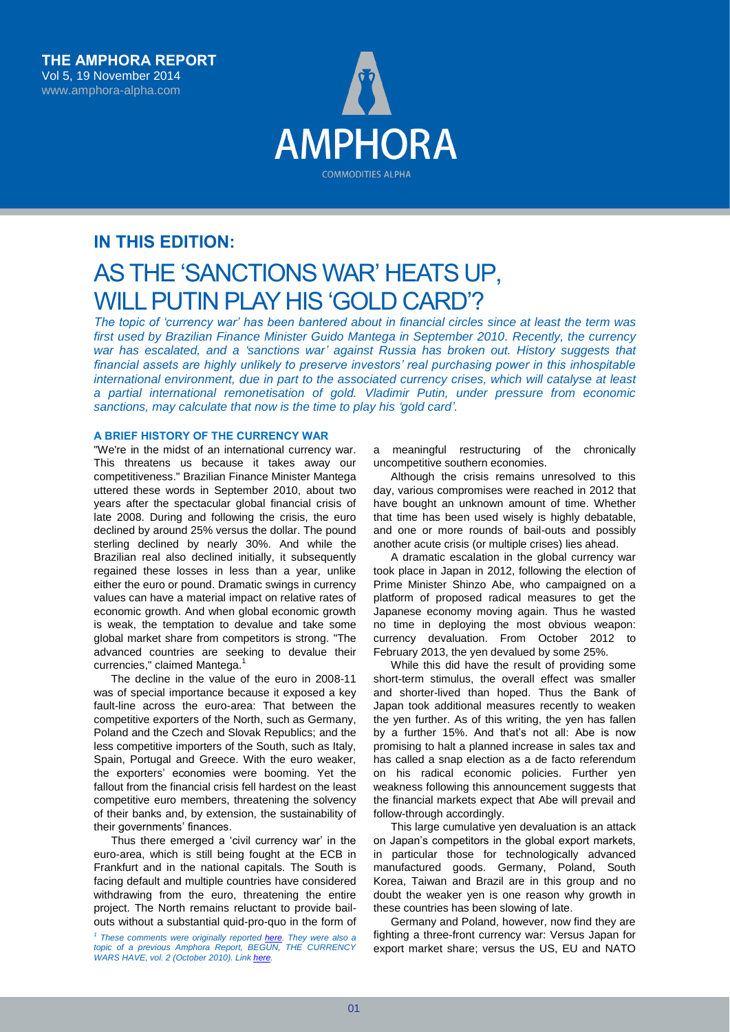**THE AMPHORA REPORT**
Vol 5, 19 November 2014
www.amphora-alpha.com

AMPHORA
COMMODITIES ALPHA

## IN THIS EDITION:

# AS THE 'SANCTIONS WAR' HEATS UP, WILL PUTIN PLAY HIS 'GOLD CARD'?

*The topic of 'currency war' has been bantered about in financial circles since at least the term was first used by Brazilian Finance Minister Guido Mantega in September 2010. Recently, the currency war has escalated, and a 'sanctions war' against Russia has broken out. History suggests that financial assets are highly unlikely to preserve investors' real purchasing power in this inhospitable international environment, due in part to the associated currency crises, which will catalyse at least a partial international remonetisation of gold. Vladimir Putin, under pressure from economic sanctions, may calculate that now is the time to play his 'gold card'.*

### A BRIEF HISTORY OF THE CURRENCY WAR

"We're in the midst of an international currency war. This threatens us because it takes away our competitiveness." Brazilian Finance Minister Mantega uttered these words in September 2010, about two years after the spectacular global financial crisis of late 2008. During and following the crisis, the euro declined by around 25% versus the dollar. The pound sterling declined by nearly 30%. And while the Brazilian real also declined initially, it subsequently regained these losses in less than a year, unlike either the euro or pound. Dramatic swings in currency values can have a material impact on relative rates of economic growth. And when global economic growth is weak, the temptation to devalue and take some global market share from competitors is strong. "The advanced countries are seeking to devalue their currencies," claimed Mantega.[1]

The decline in the value of the euro in 2008-11 was of special importance because it exposed a key fault-line across the euro-area: That between the competitive exporters of the North, such as Germany, Poland and the Czech and Slovak Republics; and the less competitive importers of the South, such as Italy, Spain, Portugal and Greece. With the euro weaker, the exporters' economies were booming. Yet the fallout from the financial crisis fell hardest on the least competitive euro members, threatening the solvency of their banks and, by extension, the sustainability of their governments' finances.

Thus there emerged a 'civil currency war' in the euro-area, which is still being fought at the ECB in Frankfurt and in the national capitals. The South is facing default and multiple countries have considered withdrawing from the euro, threatening the entire project. The North remains reluctant to provide bail-outs without a substantial quid-pro-quo in the form of a meaningful restructuring of the chronically uncompetitive southern economies.

Although the crisis remains unresolved to this day, various compromises were reached in 2012 that have bought an unknown amount of time. Whether that time has been used wisely is highly debatable, and one or more rounds of bail-outs and possibly another acute crisis (or multiple crises) lies ahead.

A dramatic escalation in the global currency war took place in Japan in 2012, following the election of Prime Minister Shinzo Abe, who campaigned on a platform of proposed radical measures to get the Japanese economy moving again. Thus he wasted no time in deploying the most obvious weapon: currency devaluation. From October 2012 to February 2013, the yen devalued by some 25%.

While this did have the result of providing some short-term stimulus, the overall effect was smaller and shorter-lived than hoped. Thus the Bank of Japan took additional measures recently to weaken the yen further. As of this writing, the yen has fallen by a further 15%. And that's not all: Abe is now promising to halt a planned increase in sales tax and has called a snap election as a de facto referendum on his radical economic policies. Further yen weakness following this announcement suggests that the financial markets expect that Abe will prevail and follow-through accordingly.

This large cumulative yen devaluation is an attack on Japan's competitors in the global export markets, in particular those for technologically advanced manufactured goods. Germany, Poland, South Korea, Taiwan and Brazil are in this group and no doubt the weaker yen is one reason why growth in these countries has been slowing of late.

Germany and Poland, however, now find they are fighting a three-front currency war: Versus Japan for export market share; versus the US, EU and NATO

---

[1] *These comments were originally reported here. They were also a topic of a previous Amphora Report, BEGUN, THE CURRENCY WARS HAVE, vol. 2 (October 2010). Link here.*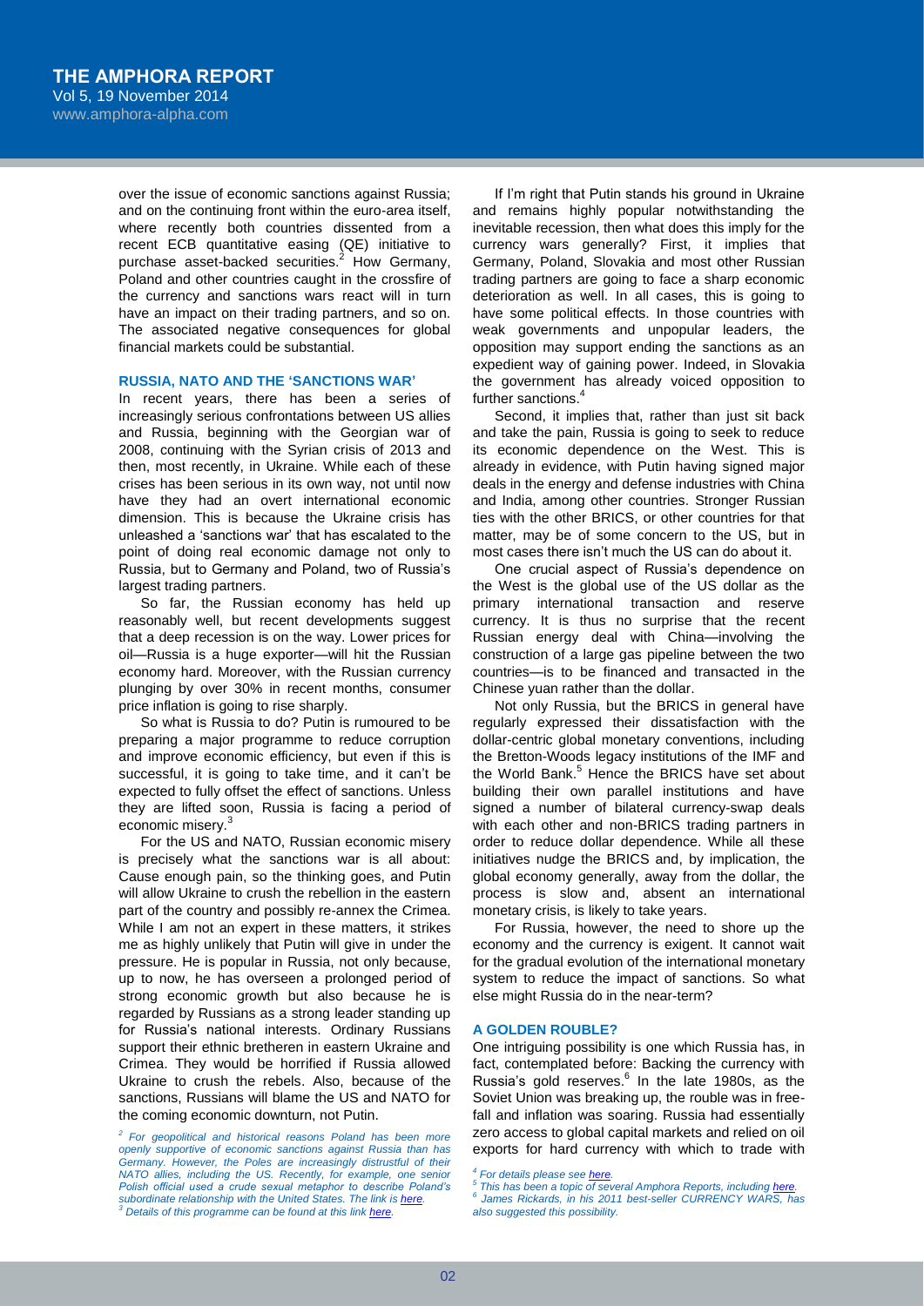over the issue of economic sanctions against Russia; and on the continuing front within the euro-area itself, where recently both countries dissented from a recent ECB quantitative easing (QE) initiative to purchase asset-backed securities.[2] How Germany, Poland and other countries caught in the crossfire of the currency and sanctions wars react will in turn have an impact on their trading partners, and so on. The associated negative consequences for global financial markets could be substantial.

## RUSSIA, NATO AND THE 'SANCTIONS WAR'

In recent years, there has been a series of increasingly serious confrontations between US allies and Russia, beginning with the Georgian war of 2008, continuing with the Syrian crisis of 2013 and then, most recently, in Ukraine. While each of these crises has been serious in its own way, not until now have they had an overt international economic dimension. This is because the Ukraine crisis has unleashed a 'sanctions war' that has escalated to the point of doing real economic damage not only to Russia, but to Germany and Poland, two of Russia's largest trading partners.

So far, the Russian economy has held up reasonably well, but recent developments suggest that a deep recession is on the way. Lower prices for oil—Russia is a huge exporter—will hit the Russian economy hard. Moreover, with the Russian currency plunging by over 30% in recent months, consumer price inflation is going to rise sharply.

So what is Russia to do? Putin is rumoured to be preparing a major programme to reduce corruption and improve economic efficiency, but even if this is successful, it is going to take time, and it can't be expected to fully offset the effect of sanctions. Unless they are lifted soon, Russia is facing a period of economic misery.[3]

For the US and NATO, Russian economic misery is precisely what the sanctions war is all about: Cause enough pain, so the thinking goes, and Putin will allow Ukraine to crush the rebellion in the eastern part of the country and possibly re-annex the Crimea. While I am not an expert in these matters, it strikes me as highly unlikely that Putin will give in under the pressure. He is popular in Russia, not only because, up to now, he has overseen a prolonged period of strong economic growth but also because he is regarded by Russians as a strong leader standing up for Russia's national interests. Ordinary Russians support their ethnic bretheren in eastern Ukraine and Crimea. They would be horrified if Russia allowed Ukraine to crush the rebels. Also, because of the sanctions, Russians will blame the US and NATO for the coming economic downturn, not Putin.

If I'm right that Putin stands his ground in Ukraine and remains highly popular notwithstanding the inevitable recession, then what does this imply for the currency wars generally? First, it implies that Germany, Poland, Slovakia and most other Russian trading partners are going to face a sharp economic deterioration as well. In all cases, this is going to have some political effects. In those countries with weak governments and unpopular leaders, the opposition may support ending the sanctions as an expedient way of gaining power. Indeed, in Slovakia the government has already voiced opposition to further sanctions.[4]

Second, it implies that, rather than just sit back and take the pain, Russia is going to seek to reduce its economic dependence on the West. This is already in evidence, with Putin having signed major deals in the energy and defense industries with China and India, among other countries. Stronger Russian ties with the other BRICS, or other countries for that matter, may be of some concern to the US, but in most cases there isn't much the US can do about it.

One crucial aspect of Russia's dependence on the West is the global use of the US dollar as the primary international transaction and reserve currency. It is thus no surprise that the recent Russian energy deal with China—involving the construction of a large gas pipeline between the two countries—is to be financed and transacted in the Chinese yuan rather than the dollar.

Not only Russia, but the BRICS in general have regularly expressed their dissatisfaction with the dollar-centric global monetary conventions, including the Bretton-Woods legacy institutions of the IMF and the World Bank.[5] Hence the BRICS have set about building their own parallel institutions and have signed a number of bilateral currency-swap deals with each other and non-BRICS trading partners in order to reduce dollar dependence. While all these initiatives nudge the BRICS and, by implication, the global economy generally, away from the dollar, the process is slow and, absent an international monetary crisis, is likely to take years.

For Russia, however, the need to shore up the economy and the currency is exigent. It cannot wait for the gradual evolution of the international monetary system to reduce the impact of sanctions. So what else might Russia do in the near-term?

## A GOLDEN ROUBLE?

One intriguing possibility is one which Russia has, in fact, contemplated before: Backing the currency with Russia's gold reserves.[6] In the late 1980s, as the Soviet Union was breaking up, the rouble was in free-fall and inflation was soaring. Russia had essentially zero access to global capital markets and relied on oil exports for hard currency with which to trade with

---

*[2] For geopolitical and historical reasons Poland has been more openly supportive of economic sanctions against Russia than has Germany. However, the Poles are increasingly distrustful of their NATO allies, including the US. Recently, for example, one senior Polish official used a crude sexual metaphor to describe Poland's subordinate relationship with the United States. The link is here.*

*[3] Details of this programme can be found at this link here.*

*[4] For details please see here.*

*[5] This has been a topic of several Amphora Reports, including here.*

*[6] James Rickards, in his 2011 best-seller CURRENCY WARS, has also suggested this possibility.*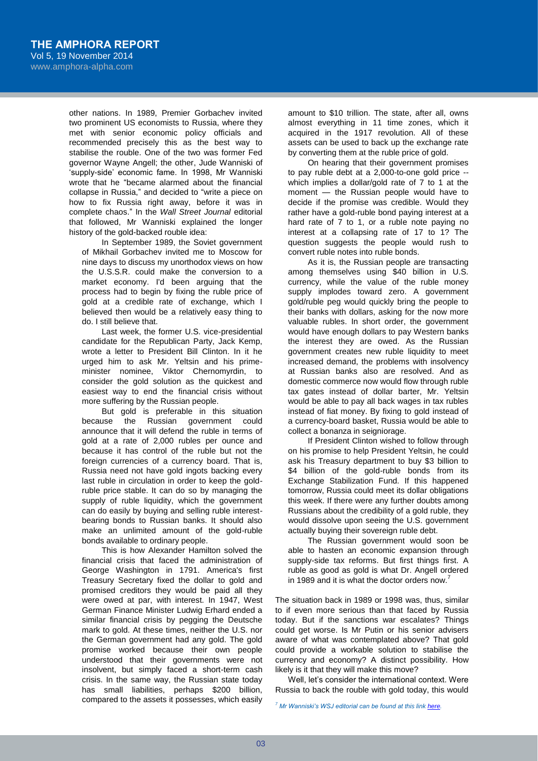other nations. In 1989, Premier Gorbachev invited two prominent US economists to Russia, where they met with senior economic policy officials and recommended precisely this as the best way to stabilise the rouble. One of the two was former Fed governor Wayne Angell; the other, Jude Wanniski of 'supply-side' economic fame. In 1998, Mr Wanniski wrote that he "became alarmed about the financial collapse in Russia," and decided to "write a piece on how to fix Russia right away, before it was in complete chaos." In the *Wall Street Journal* editorial that followed, Mr Wanniski explained the longer history of the gold-backed rouble idea:

> In September 1989, the Soviet government of Mikhail Gorbachev invited me to Moscow for nine days to discuss my unorthodox views on how the U.S.S.R. could make the conversion to a market economy. I'd been arguing that the process had to begin by fixing the ruble price of gold at a credible rate of exchange, which I believed then would be a relatively easy thing to do. I still believe that.
>
> Last week, the former U.S. vice-presidential candidate for the Republican Party, Jack Kemp, wrote a letter to President Bill Clinton. In it he urged him to ask Mr. Yeltsin and his prime-minister nominee, Viktor Chernomyrdin, to consider the gold solution as the quickest and easiest way to end the financial crisis without more suffering by the Russian people.
>
> But gold is preferable in this situation because the Russian government could announce that it will defend the ruble in terms of gold at a rate of 2,000 rubles per ounce and because it has control of the ruble but not the foreign currencies of a currency board. That is, Russia need not have gold ingots backing every last ruble in circulation in order to keep the gold-ruble price stable. It can do so by managing the supply of ruble liquidity, which the government can do easily by buying and selling ruble interest-bearing bonds to Russian banks. It should also make an unlimited amount of the gold-ruble bonds available to ordinary people.
>
> This is how Alexander Hamilton solved the financial crisis that faced the administration of George Washington in 1791. America's first Treasury Secretary fixed the dollar to gold and promised creditors they would be paid all they were owed at par, with interest. In 1947, West German Finance Minister Ludwig Erhard ended a similar financial crisis by pegging the Deutsche mark to gold. At these times, neither the U.S. nor the German government had any gold. The gold promise worked because their own people understood that their governments were not insolvent, but simply faced a short-term cash crisis. In the same way, the Russian state today has small liabilities, perhaps \$200 billion, compared to the assets it possesses, which easily amount to \$10 trillion. The state, after all, owns almost everything in 11 time zones, which it acquired in the 1917 revolution. All of these assets can be used to back up the exchange rate by converting them at the ruble price of gold.
>
> On hearing that their government promises to pay ruble debt at a 2,000-to-one gold price -- which implies a dollar/gold rate of 7 to 1 at the moment — the Russian people would have to decide if the promise was credible. Would they rather have a gold-ruble bond paying interest at a hard rate of 7 to 1, or a ruble note paying no interest at a collapsing rate of 17 to 1? The question suggests the people would rush to convert ruble notes into ruble bonds.
>
> As it is, the Russian people are transacting among themselves using \$40 billion in U.S. currency, while the value of the ruble money supply implodes toward zero. A government gold/ruble peg would quickly bring the people to their banks with dollars, asking for the now more valuable rubles. In short order, the government would have enough dollars to pay Western banks the interest they are owed. As the Russian government creates new ruble liquidity to meet increased demand, the problems with insolvency at Russian banks also are resolved. And as domestic commerce now would flow through ruble tax gates instead of dollar barter, Mr. Yeltsin would be able to pay all back wages in tax rubles instead of fiat money. By fixing to gold instead of a currency-board basket, Russia would be able to collect a bonanza in seigniorage.
>
> If President Clinton wished to follow through on his promise to help President Yeltsin, he could ask his Treasury department to buy \$3 billion to \$4 billion of the gold-ruble bonds from its Exchange Stabilization Fund. If this happened tomorrow, Russia could meet its dollar obligations this week. If there were any further doubts among Russians about the credibility of a gold ruble, they would dissolve upon seeing the U.S. government actually buying their sovereign ruble debt.
>
> The Russian government would soon be able to hasten an economic expansion through supply-side tax reforms. But first things first. A ruble as good as gold is what Dr. Angell ordered in 1989 and it is what the doctor orders now.[7]

The situation back in 1989 or 1998 was, thus, similar to if even more serious than that faced by Russia today. But if the sanctions war escalates? Things could get worse. Is Mr Putin or his senior advisers aware of what was contemplated above? That gold could provide a workable solution to stabilise the currency and economy? A distinct possibility. How likely is it that they will make this move?

Well, let's consider the international context. Were Russia to back the rouble with gold today, this would

---

[7] *Mr Wanniski's WSJ editorial can be found at this link here.*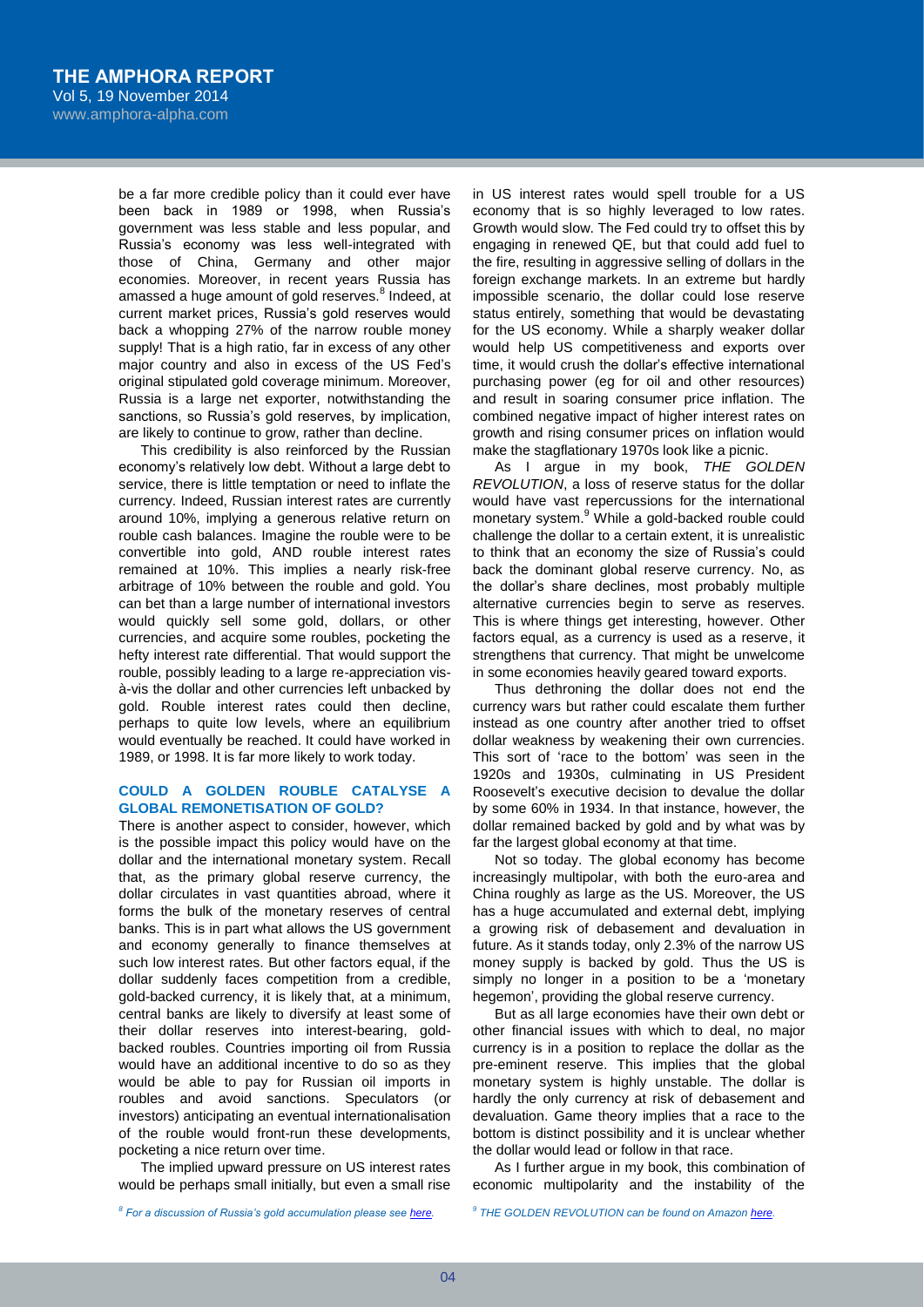be a far more credible policy than it could ever have been back in 1989 or 1998, when Russia's government was less stable and less popular, and Russia's economy was less well-integrated with those of China, Germany and other major economies. Moreover, in recent years Russia has amassed a huge amount of gold reserves.[8] Indeed, at current market prices, Russia's gold reserves would back a whopping 27% of the narrow rouble money supply! That is a high ratio, far in excess of any other major country and also in excess of the US Fed's original stipulated gold coverage minimum. Moreover, Russia is a large net exporter, notwithstanding the sanctions, so Russia's gold reserves, by implication, are likely to continue to grow, rather than decline.

This credibility is also reinforced by the Russian economy's relatively low debt. Without a large debt to service, there is little temptation or need to inflate the currency. Indeed, Russian interest rates are currently around 10%, implying a generous relative return on rouble cash balances. Imagine the rouble were to be convertible into gold, AND rouble interest rates remained at 10%. This implies a nearly risk-free arbitrage of 10% between the rouble and gold. You can bet than a large number of international investors would quickly sell some gold, dollars, or other currencies, and acquire some roubles, pocketing the hefty interest rate differential. That would support the rouble, possibly leading to a large re-appreciation vis-à-vis the dollar and other currencies left unbacked by gold. Rouble interest rates could then decline, perhaps to quite low levels, where an equilibrium would eventually be reached. It could have worked in 1989, or 1998. It is far more likely to work today.

## COULD A GOLDEN ROUBLE CATALYSE A GLOBAL REMONETISATION OF GOLD?

There is another aspect to consider, however, which is the possible impact this policy would have on the dollar and the international monetary system. Recall that, as the primary global reserve currency, the dollar circulates in vast quantities abroad, where it forms the bulk of the monetary reserves of central banks. This is in part what allows the US government and economy generally to finance themselves at such low interest rates. But other factors equal, if the dollar suddenly faces competition from a credible, gold-backed currency, it is likely that, at a minimum, central banks are likely to diversify at least some of their dollar reserves into interest-bearing, gold-backed roubles. Countries importing oil from Russia would have an additional incentive to do so as they would be able to pay for Russian oil imports in roubles and avoid sanctions. Speculators (or investors) anticipating an eventual internationalisation of the rouble would front-run these developments, pocketing a nice return over time.

The implied upward pressure on US interest rates would be perhaps small initially, but even a small rise in US interest rates would spell trouble for a US economy that is so highly leveraged to low rates. Growth would slow. The Fed could try to offset this by engaging in renewed QE, but that could add fuel to the fire, resulting in aggressive selling of dollars in the foreign exchange markets. In an extreme but hardly impossible scenario, the dollar could lose reserve status entirely, something that would be devastating for the US economy. While a sharply weaker dollar would help US competitiveness and exports over time, it would crush the dollar's effective international purchasing power (eg for oil and other resources) and result in soaring consumer price inflation. The combined negative impact of higher interest rates on growth and rising consumer prices on inflation would make the stagflationary 1970s look like a picnic.

As I argue in my book, *THE GOLDEN REVOLUTION*, a loss of reserve status for the dollar would have vast repercussions for the international monetary system.[9] While a gold-backed rouble could challenge the dollar to a certain extent, it is unrealistic to think that an economy the size of Russia's could back the dominant global reserve currency. No, as the dollar's share declines, most probably multiple alternative currencies begin to serve as reserves. This is where things get interesting, however. Other factors equal, as a currency is used as a reserve, it strengthens that currency. That might be unwelcome in some economies heavily geared toward exports.

Thus dethroning the dollar does not end the currency wars but rather could escalate them further instead as one country after another tried to offset dollar weakness by weakening their own currencies. This sort of 'race to the bottom' was seen in the 1920s and 1930s, culminating in US President Roosevelt's executive decision to devalue the dollar by some 60% in 1934. In that instance, however, the dollar remained backed by gold and by what was by far the largest global economy at that time.

Not so today. The global economy has become increasingly multipolar, with both the euro-area and China roughly as large as the US. Moreover, the US has a huge accumulated and external debt, implying a growing risk of debasement and devaluation in future. As it stands today, only 2.3% of the narrow US money supply is backed by gold. Thus the US is simply no longer in a position to be a 'monetary hegemon', providing the global reserve currency.

But as all large economies have their own debt or other financial issues with which to deal, no major currency is in a position to replace the dollar as the pre-eminent reserve. This implies that the global monetary system is highly unstable. The dollar is hardly the only currency at risk of debasement and devaluation. Game theory implies that a race to the bottom is distinct possibility and it is unclear whether the dollar would lead or follow in that race.

As I further argue in my book, this combination of economic multipolarity and the instability of the

---

[8] *For a discussion of Russia's gold accumulation please see here.*

[9] *THE GOLDEN REVOLUTION can be found on Amazon here.*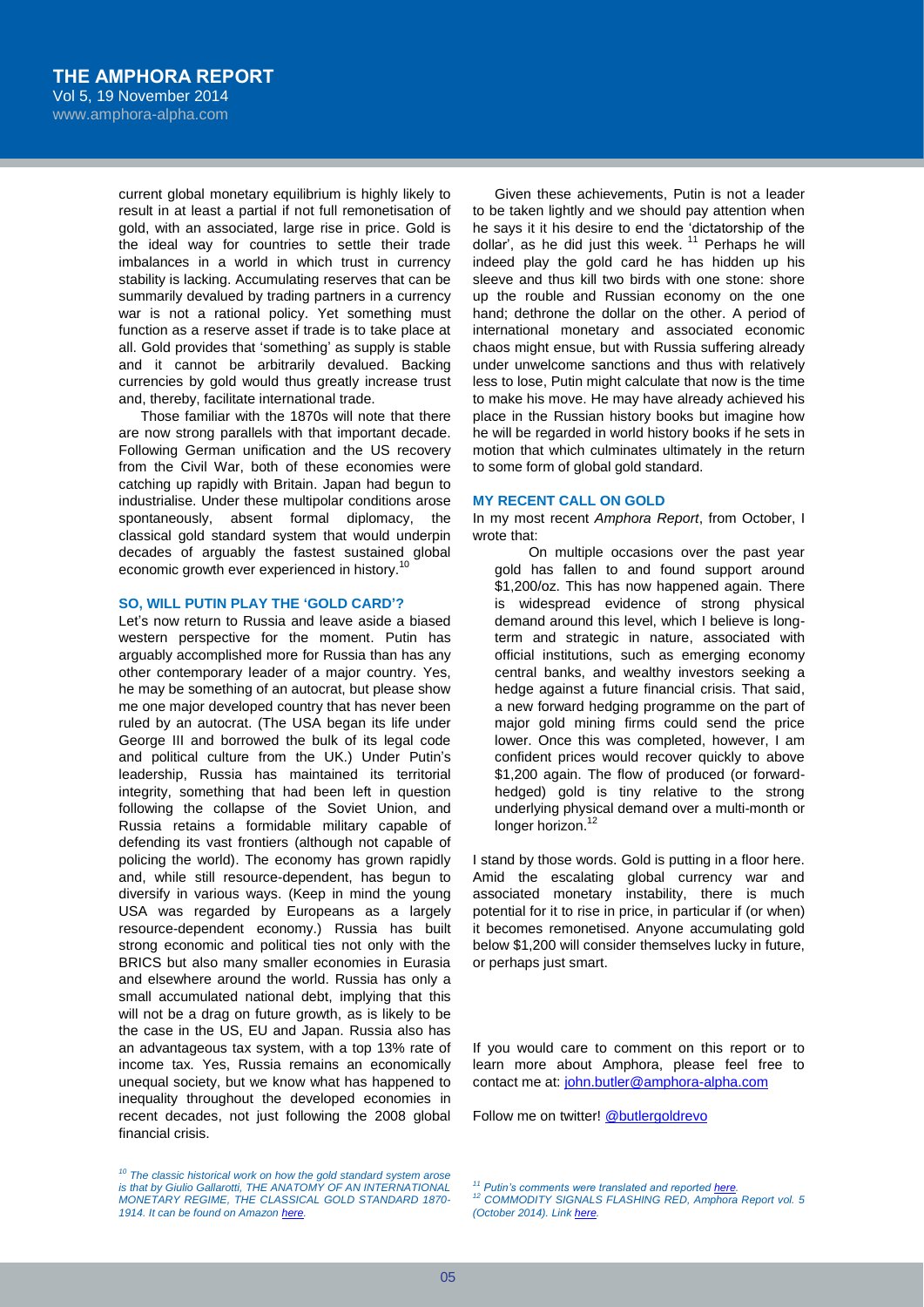current global monetary equilibrium is highly likely to result in at least a partial if not full remonetisation of gold, with an associated, large rise in price. Gold is the ideal way for countries to settle their trade imbalances in a world in which trust in currency stability is lacking. Accumulating reserves that can be summarily devalued by trading partners in a currency war is not a rational policy. Yet something must function as a reserve asset if trade is to take place at all. Gold provides that 'something' as supply is stable and it cannot be arbitrarily devalued. Backing currencies by gold would thus greatly increase trust and, thereby, facilitate international trade.

Those familiar with the 1870s will note that there are now strong parallels with that important decade. Following German unification and the US recovery from the Civil War, both of these economies were catching up rapidly with Britain. Japan had begun to industrialise. Under these multipolar conditions arose spontaneously, absent formal diplomacy, the classical gold standard system that would underpin decades of arguably the fastest sustained global economic growth ever experienced in history.[10]

### SO, WILL PUTIN PLAY THE 'GOLD CARD'?

Let's now return to Russia and leave aside a biased western perspective for the moment. Putin has arguably accomplished more for Russia than has any other contemporary leader of a major country. Yes, he may be something of an autocrat, but please show me one major developed country that has never been ruled by an autocrat. (The USA began its life under George III and borrowed the bulk of its legal code and political culture from the UK.) Under Putin's leadership, Russia has maintained its territorial integrity, something that had been left in question following the collapse of the Soviet Union, and Russia retains a formidable military capable of defending its vast frontiers (although not capable of policing the world). The economy has grown rapidly and, while still resource-dependent, has begun to diversify in various ways. (Keep in mind the young USA was regarded by Europeans as a largely resource-dependent economy.) Russia has built strong economic and political ties not only with the BRICS but also many smaller economies in Eurasia and elsewhere around the world. Russia has only a small accumulated national debt, implying that this will not be a drag on future growth, as is likely to be the case in the US, EU and Japan. Russia also has an advantageous tax system, with a top 13% rate of income tax. Yes, Russia remains an economically unequal society, but we know what has happened to inequality throughout the developed economies in recent decades, not just following the 2008 global financial crisis.

Given these achievements, Putin is not a leader to be taken lightly and we should pay attention when he says it it his desire to end the 'dictatorship of the dollar', as he did just this week.[11] Perhaps he will indeed play the gold card he has hidden up his sleeve and thus kill two birds with one stone: shore up the rouble and Russian economy on the one hand; dethrone the dollar on the other. A period of international monetary and associated economic chaos might ensue, but with Russia suffering already under unwelcome sanctions and thus with relatively less to lose, Putin might calculate that now is the time to make his move. He may have already achieved his place in the Russian history books but imagine how he will be regarded in world history books if he sets in motion that which culminates ultimately in the return to some form of global gold standard.

### MY RECENT CALL ON GOLD

In my most recent *Amphora Report*, from October, I wrote that:

> On multiple occasions over the past year gold has fallen to and found support around \$1,200/oz. This has now happened again. There is widespread evidence of strong physical demand around this level, which I believe is long-term and strategic in nature, associated with official institutions, such as emerging economy central banks, and wealthy investors seeking a hedge against a future financial crisis. That said, a new forward hedging programme on the part of major gold mining firms could send the price lower. Once this was completed, however, I am confident prices would recover quickly to above \$1,200 again. The flow of produced (or forward-hedged) gold is tiny relative to the strong underlying physical demand over a multi-month or longer horizon.[12]

I stand by those words. Gold is putting in a floor here. Amid the escalating global currency war and associated monetary instability, there is much potential for it to rise in price, in particular if (or when) it becomes remonetised. Anyone accumulating gold below \$1,200 will consider themselves lucky in future, or perhaps just smart.

If you would care to comment on this report or to learn more about Amphora, please feel free to contact me at: john.butler@amphora-alpha.com

Follow me on twitter! @butlergoldrevo

---

*[10] The classic historical work on how the gold standard system arose is that by Giulio Gallarotti, THE ANATOMY OF AN INTERNATIONAL MONETARY REGIME, THE CLASSICAL GOLD STANDARD 1870-1914. It can be found on Amazon here.*

*[11] Putin's comments were translated and reported here.*

*[12] COMMODITY SIGNALS FLASHING RED, Amphora Report vol. 5 (October 2014). Link here.*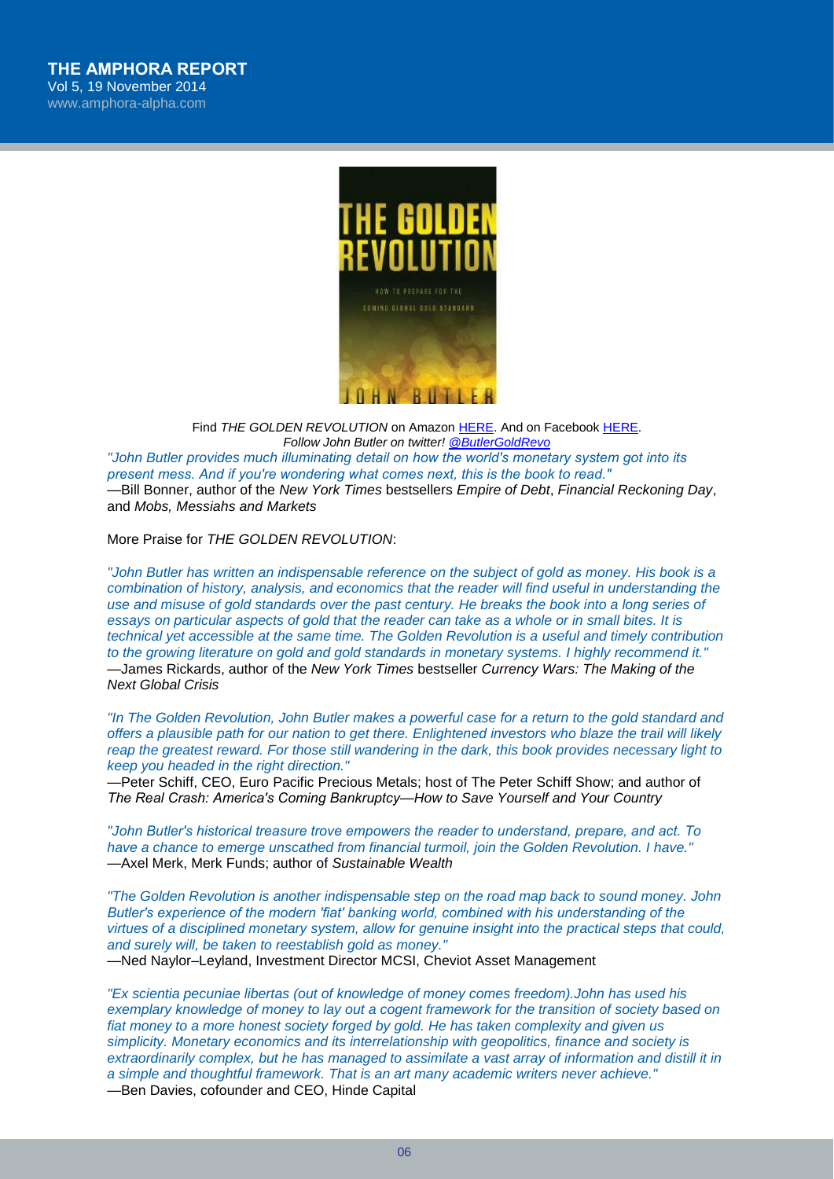Find *THE GOLDEN REVOLUTION* on Amazon HERE. And on Facebook HERE.
*Follow John Butler on twitter! @ButlerGoldRevo*

*"John Butler provides much illuminating detail on how the world's monetary system got into its present mess. And if you're wondering what comes next, this is the book to read."*
—Bill Bonner, author of the *New York Times* bestsellers *Empire of Debt*, *Financial Reckoning Day*, and *Mobs, Messiahs and Markets*

More Praise for *THE GOLDEN REVOLUTION*:

*"John Butler has written an indispensable reference on the subject of gold as money. His book is a combination of history, analysis, and economics that the reader will find useful in understanding the use and misuse of gold standards over the past century. He breaks the book into a long series of essays on particular aspects of gold that the reader can take as a whole or in small bites. It is technical yet accessible at the same time. The Golden Revolution is a useful and timely contribution to the growing literature on gold and gold standards in monetary systems. I highly recommend it."*
—James Rickards, author of the *New York Times* bestseller *Currency Wars: The Making of the Next Global Crisis*

*"In The Golden Revolution, John Butler makes a powerful case for a return to the gold standard and offers a plausible path for our nation to get there. Enlightened investors who blaze the trail will likely reap the greatest reward. For those still wandering in the dark, this book provides necessary light to keep you headed in the right direction."*
—Peter Schiff, CEO, Euro Pacific Precious Metals; host of The Peter Schiff Show; and author of *The Real Crash: America's Coming Bankruptcy—How to Save Yourself and Your Country*

*"John Butler's historical treasure trove empowers the reader to understand, prepare, and act. To have a chance to emerge unscathed from financial turmoil, join the Golden Revolution. I have."*
—Axel Merk, Merk Funds; author of *Sustainable Wealth*

*"The Golden Revolution is another indispensable step on the road map back to sound money. John Butler's experience of the modern 'fiat' banking world, combined with his understanding of the virtues of a disciplined monetary system, allow for genuine insight into the practical steps that could, and surely will, be taken to reestablish gold as money."*
—Ned Naylor–Leyland, Investment Director MCSI, Cheviot Asset Management

*"Ex scientia pecuniae libertas (out of knowledge of money comes freedom).John has used his exemplary knowledge of money to lay out a cogent framework for the transition of society based on fiat money to a more honest society forged by gold. He has taken complexity and given us simplicity. Monetary economics and its interrelationship with geopolitics, finance and society is extraordinarily complex, but he has managed to assimilate a vast array of information and distill it in a simple and thoughtful framework. That is an art many academic writers never achieve."*
—Ben Davies, cofounder and CEO, Hinde Capital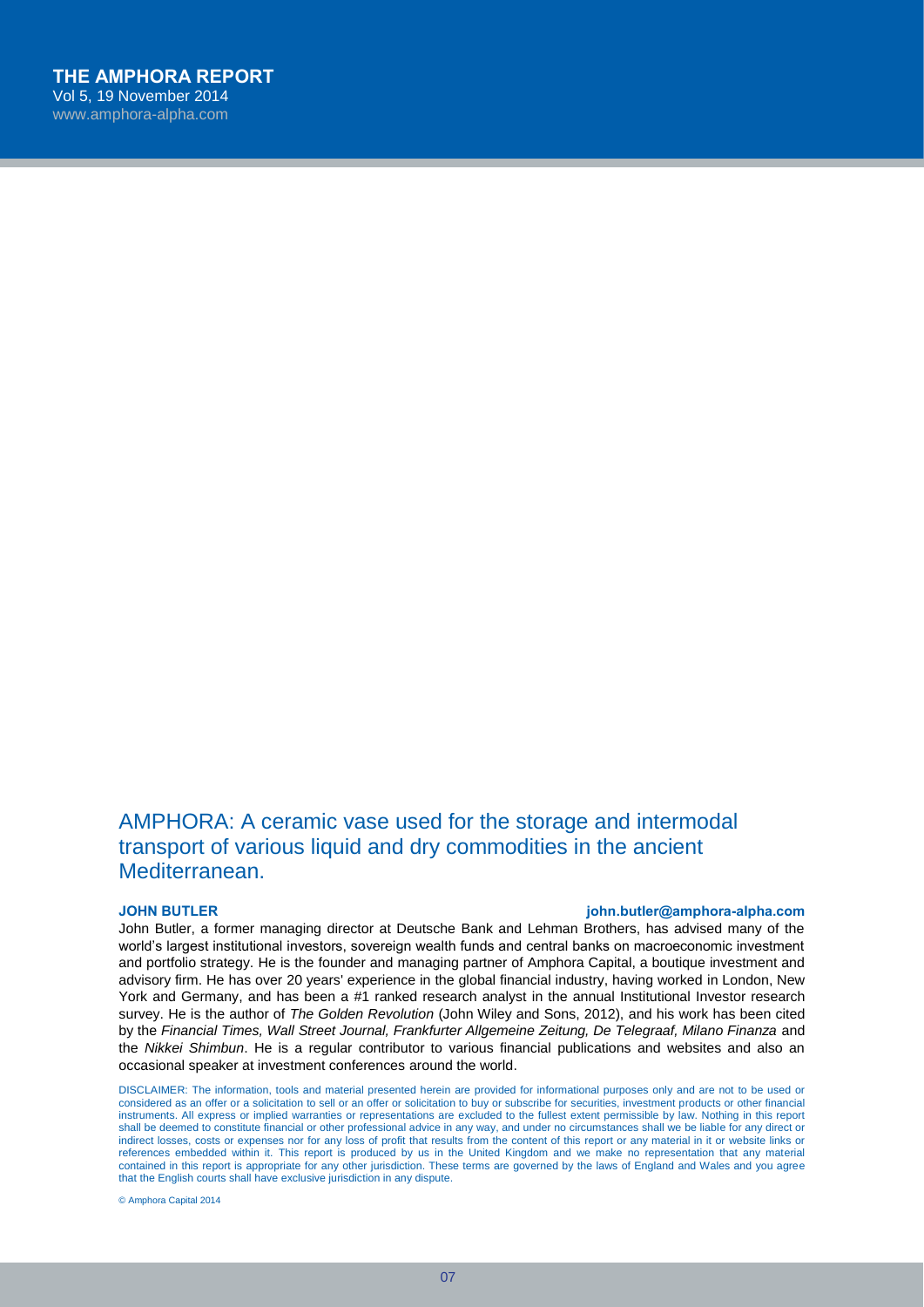# THE AMPHORA REPORT

Vol 5, 19 November 2014

www.amphora-alpha.com

AMPHORA: A ceramic vase used for the storage and intermodal transport of various liquid and dry commodities in the ancient Mediterranean.

**JOHN BUTLER** **john.butler@amphora-alpha.com**

John Butler, a former managing director at Deutsche Bank and Lehman Brothers, has advised many of the world's largest institutional investors, sovereign wealth funds and central banks on macroeconomic investment and portfolio strategy. He is the founder and managing partner of Amphora Capital, a boutique investment and advisory firm. He has over 20 years' experience in the global financial industry, having worked in London, New York and Germany, and has been a #1 ranked research analyst in the annual Institutional Investor research survey. He is the author of *The Golden Revolution* (John Wiley and Sons, 2012), and his work has been cited by the *Financial Times, Wall Street Journal, Frankfurter Allgemeine Zeitung, De Telegraaf, Milano Finanza* and the *Nikkei Shimbun*. He is a regular contributor to various financial publications and websites and also an occasional speaker at investment conferences around the world.

DISCLAIMER: The information, tools and material presented herein are provided for informational purposes only and are not to be used or considered as an offer or a solicitation to sell or an offer or solicitation to buy or subscribe for securities, investment products or other financial instruments. All express or implied warranties or representations are excluded to the fullest extent permissible by law. Nothing in this report shall be deemed to constitute financial or other professional advice in any way, and under no circumstances shall we be liable for any direct or indirect losses, costs or expenses nor for any loss of profit that results from the content of this report or any material in it or website links or references embedded within it. This report is produced by us in the United Kingdom and we make no representation that any material contained in this report is appropriate for any other jurisdiction. These terms are governed by the laws of England and Wales and you agree that the English courts shall have exclusive jurisdiction in any dispute.

© Amphora Capital 2014